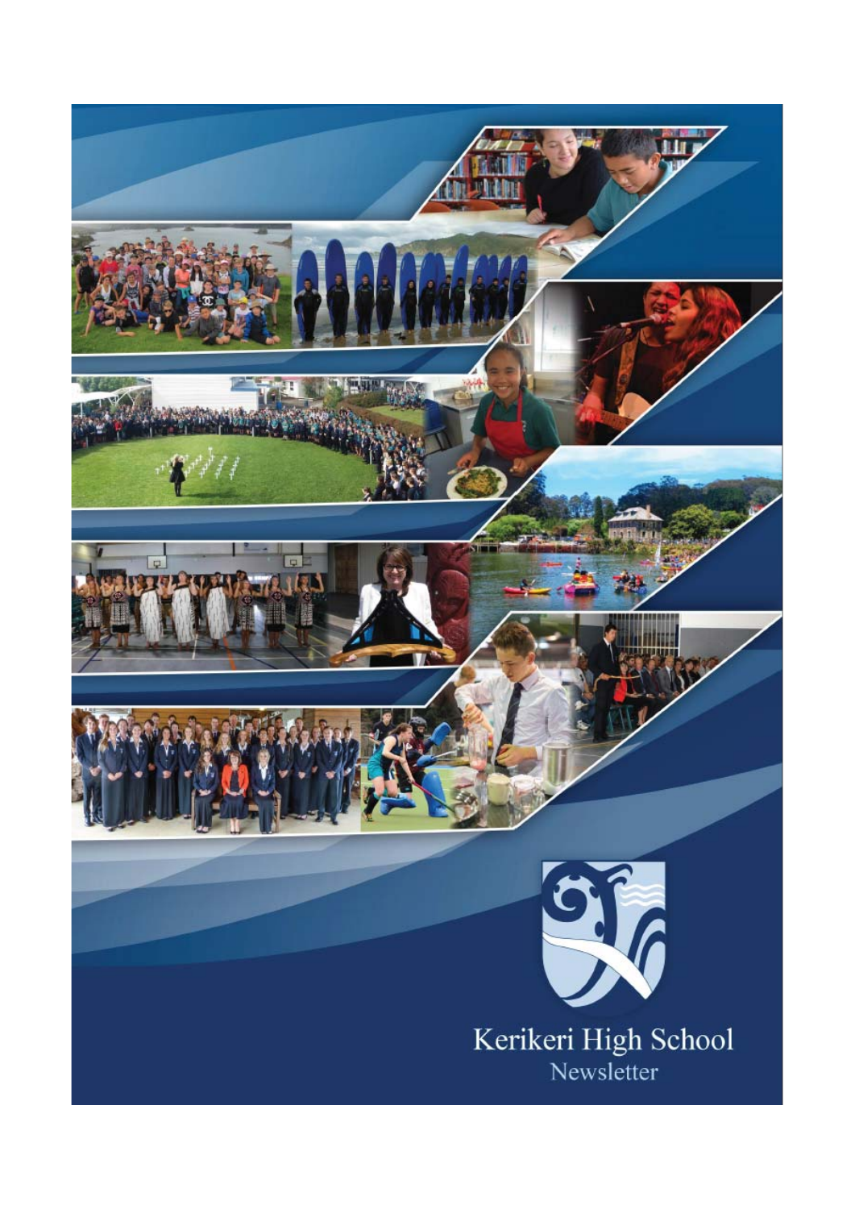# Kerikeri High School

Newsletter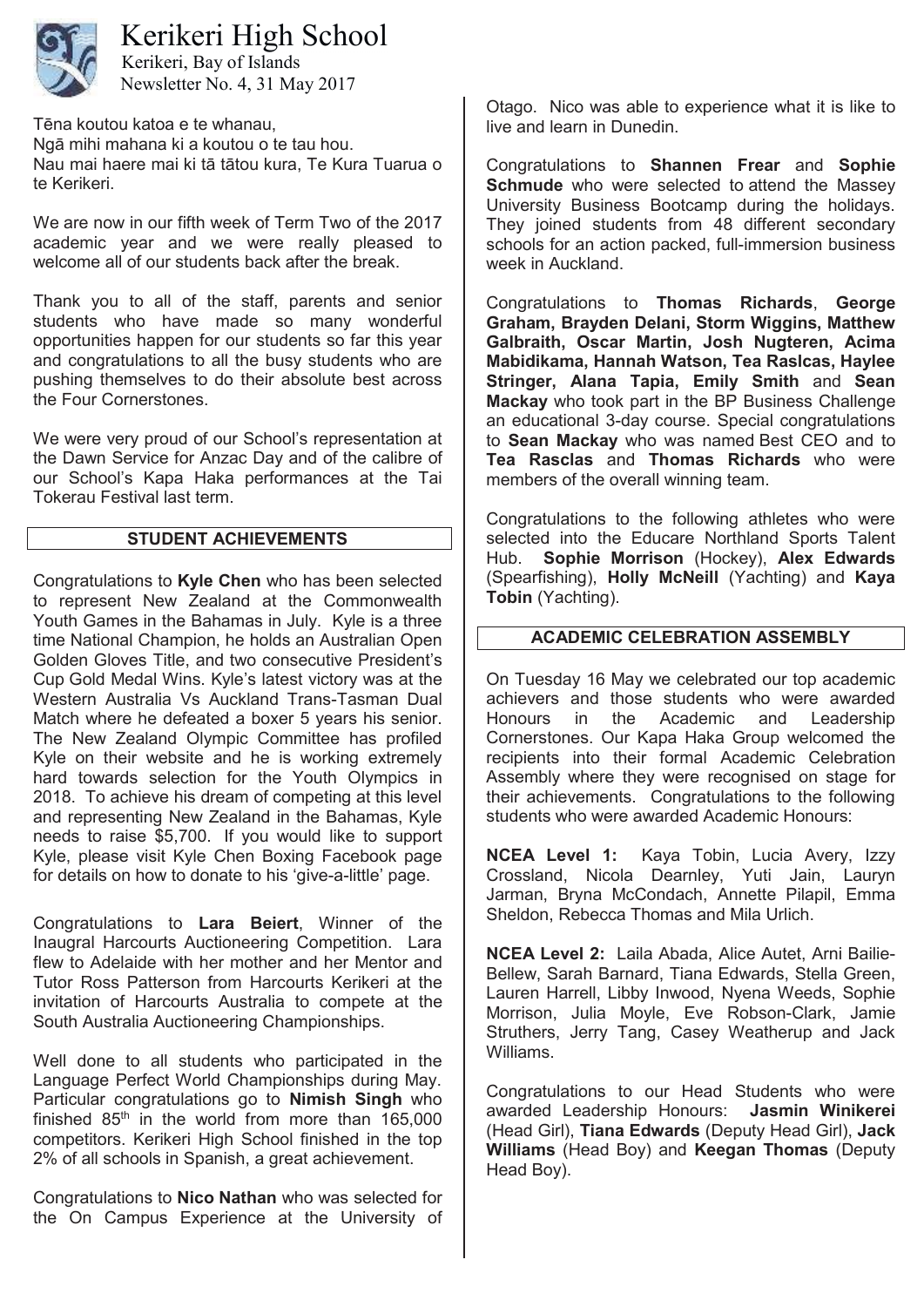# Kerikeri High School

Kerikeri, Bay of Islands
Newsletter No. 4, 31 May 2017

Tēna koutou katoa e te whanau,
Ngā mihi mahana ki a koutou o te tau hou.
Nau mai haere mai ki tā tātou kura, Te Kura Tuarua o te Kerikeri.

We are now in our fifth week of Term Two of the 2017 academic year and we were really pleased to welcome all of our students back after the break.

Thank you to all of the staff, parents and senior students who have made so many wonderful opportunities happen for our students so far this year and congratulations to all the busy students who are pushing themselves to do their absolute best across the Four Cornerstones.

We were very proud of our School's representation at the Dawn Service for Anzac Day and of the calibre of our School's Kapa Haka performances at the Tai Tokerau Festival last term.

## STUDENT ACHIEVEMENTS

Congratulations to **Kyle Chen** who has been selected to represent New Zealand at the Commonwealth Youth Games in the Bahamas in July. Kyle is a three time National Champion, he holds an Australian Open Golden Gloves Title, and two consecutive President's Cup Gold Medal Wins. Kyle's latest victory was at the Western Australia Vs Auckland Trans-Tasman Dual Match where he defeated a boxer 5 years his senior. The New Zealand Olympic Committee has profiled Kyle on their website and he is working extremely hard towards selection for the Youth Olympics in 2018. To achieve his dream of competing at this level and representing New Zealand in the Bahamas, Kyle needs to raise $5,700. If you would like to support Kyle, please visit Kyle Chen Boxing Facebook page for details on how to donate to his 'give-a-little' page.

Congratulations to **Lara Beiert**, Winner of the Inaugral Harcourts Auctioneering Competition. Lara flew to Adelaide with her mother and her Mentor and Tutor Ross Patterson from Harcourts Kerikeri at the invitation of Harcourts Australia to compete at the South Australia Auctioneering Championships.

Well done to all students who participated in the Language Perfect World Championships during May. Particular congratulations go to **Nimish Singh** who finished 85th in the world from more than 165,000 competitors. Kerikeri High School finished in the top 2% of all schools in Spanish, a great achievement.

Congratulations to **Nico Nathan** who was selected for the On Campus Experience at the University of Otago. Nico was able to experience what it is like to live and learn in Dunedin.

Congratulations to **Shannen Frear** and **Sophie Schmude** who were selected to attend the Massey University Business Bootcamp during the holidays. They joined students from 48 different secondary schools for an action packed, full-immersion business week in Auckland.

Congratulations to **Thomas Richards**, **George Graham, Brayden Delani, Storm Wiggins, Matthew Galbraith, Oscar Martin, Josh Nugteren, Acima Mabidikama, Hannah Watson, Tea Raslcas, Haylee Stringer, Alana Tapia, Emily Smith** and **Sean Mackay** who took part in the BP Business Challenge an educational 3-day course. Special congratulations to **Sean Mackay** who was named Best CEO and to **Tea Rasclas** and **Thomas Richards** who were members of the overall winning team.

Congratulations to the following athletes who were selected into the Educare Northland Sports Talent Hub. **Sophie Morrison** (Hockey), **Alex Edwards** (Spearfishing), **Holly McNeill** (Yachting) and **Kaya Tobin** (Yachting).

## ACADEMIC CELEBRATION ASSEMBLY

On Tuesday 16 May we celebrated our top academic achievers and those students who were awarded Honours in the Academic and Leadership Cornerstones. Our Kapa Haka Group welcomed the recipients into their formal Academic Celebration Assembly where they were recognised on stage for their achievements. Congratulations to the following students who were awarded Academic Honours:

**NCEA Level 1:** Kaya Tobin, Lucia Avery, Izzy Crossland, Nicola Dearnley, Yuti Jain, Lauryn Jarman, Bryna McCondach, Annette Pilapil, Emma Sheldon, Rebecca Thomas and Mila Urlich.

**NCEA Level 2:** Laila Abada, Alice Autet, Arni Bailie-Bellew, Sarah Barnard, Tiana Edwards, Stella Green, Lauren Harrell, Libby Inwood, Nyena Weeds, Sophie Morrison, Julia Moyle, Eve Robson-Clark, Jamie Struthers, Jerry Tang, Casey Weatherup and Jack Williams.

Congratulations to our Head Students who were awarded Leadership Honours: **Jasmin Winikerei** (Head Girl), **Tiana Edwards** (Deputy Head Girl), **Jack Williams** (Head Boy) and **Keegan Thomas** (Deputy Head Boy).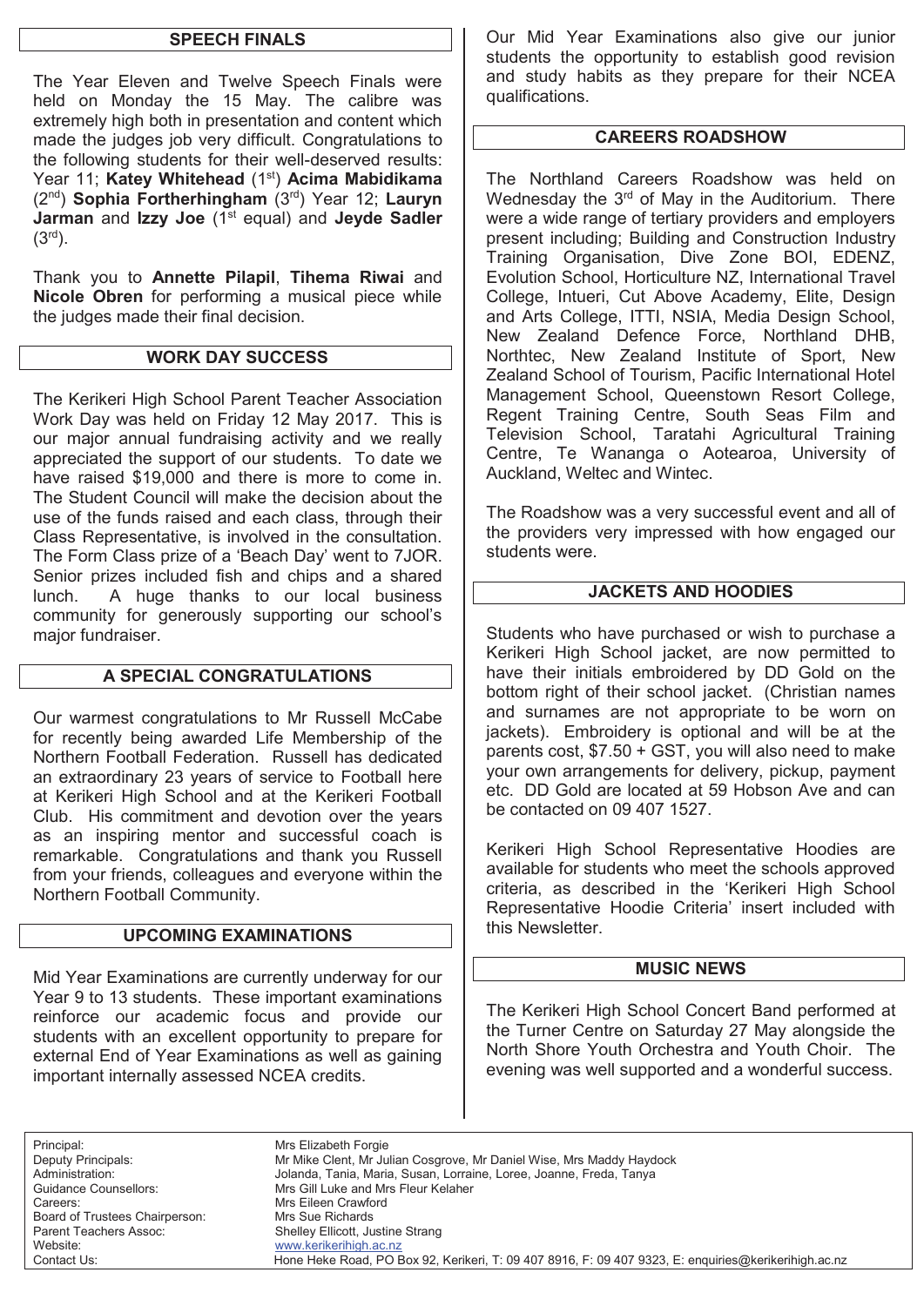## SPEECH FINALS

The Year Eleven and Twelve Speech Finals were held on Monday the 15 May. The calibre was extremely high both in presentation and content which made the judges job very difficult. Congratulations to the following students for their well-deserved results: Year 11; **Katey Whitehead** (1st) **Acima Mabidikama** (2nd) **Sophia Fortherhingham** (3rd) Year 12; **Lauryn Jarman** and **Izzy Joe** (1st equal) and **Jeyde Sadler** (3rd).

Thank you to **Annette Pilapil**, **Tihema Riwai** and **Nicole Obren** for performing a musical piece while the judges made their final decision.

## WORK DAY SUCCESS

The Kerikeri High School Parent Teacher Association Work Day was held on Friday 12 May 2017. This is our major annual fundraising activity and we really appreciated the support of our students. To date we have raised $19,000 and there is more to come in. The Student Council will make the decision about the use of the funds raised and each class, through their Class Representative, is involved in the consultation. The Form Class prize of a 'Beach Day' went to 7JOR. Senior prizes included fish and chips and a shared lunch. A huge thanks to our local business community for generously supporting our school's major fundraiser.

## A SPECIAL CONGRATULATIONS

Our warmest congratulations to Mr Russell McCabe for recently being awarded Life Membership of the Northern Football Federation. Russell has dedicated an extraordinary 23 years of service to Football here at Kerikeri High School and at the Kerikeri Football Club. His commitment and devotion over the years as an inspiring mentor and successful coach is remarkable. Congratulations and thank you Russell from your friends, colleagues and everyone within the Northern Football Community.

## UPCOMING EXAMINATIONS

Mid Year Examinations are currently underway for our Year 9 to 13 students. These important examinations reinforce our academic focus and provide our students with an excellent opportunity to prepare for external End of Year Examinations as well as gaining important internally assessed NCEA credits.

Our Mid Year Examinations also give our junior students the opportunity to establish good revision and study habits as they prepare for their NCEA qualifications.

## CAREERS ROADSHOW

The Northland Careers Roadshow was held on Wednesday the 3rd of May in the Auditorium. There were a wide range of tertiary providers and employers present including; Building and Construction Industry Training Organisation, Dive Zone BOI, EDENZ, Evolution School, Horticulture NZ, International Travel College, Intueri, Cut Above Academy, Elite, Design and Arts College, ITTI, NSIA, Media Design School, New Zealand Defence Force, Northland DHB, Northtec, New Zealand Institute of Sport, New Zealand School of Tourism, Pacific International Hotel Management School, Queenstown Resort College, Regent Training Centre, South Seas Film and Television School, Taratahi Agricultural Training Centre, Te Wananga o Aotearoa, University of Auckland, Weltec and Wintec.

The Roadshow was a very successful event and all of the providers very impressed with how engaged our students were.

## JACKETS AND HOODIES

Students who have purchased or wish to purchase a Kerikeri High School jacket, are now permitted to have their initials embroidered by DD Gold on the bottom right of their school jacket. (Christian names and surnames are not appropriate to be worn on jackets). Embroidery is optional and will be at the parents cost, $7.50 + GST, you will also need to make your own arrangements for delivery, pickup, payment etc. DD Gold are located at 59 Hobson Ave and can be contacted on 09 407 1527.

Kerikeri High School Representative Hoodies are available for students who meet the schools approved criteria, as described in the 'Kerikeri High School Representative Hoodie Criteria' insert included with this Newsletter.

## MUSIC NEWS

The Kerikeri High School Concert Band performed at the Turner Centre on Saturday 27 May alongside the North Shore Youth Orchestra and Youth Choir. The evening was well supported and a wonderful success.

| | |
|---|---|
| Principal: | Mrs Elizabeth Forgie |
| Deputy Principals: | Mr Mike Clent, Mr Julian Cosgrove, Mr Daniel Wise, Mrs Maddy Haydock |
| Administration: | Jolanda, Tania, Maria, Susan, Lorraine, Loree, Joanne, Freda, Tanya |
| Guidance Counsellors: | Mrs Gill Luke and Mrs Fleur Kelaher |
| Careers: | Mrs Eileen Crawford |
| Board of Trustees Chairperson: | Mrs Sue Richards |
| Parent Teachers Assoc: | Shelley Ellicott, Justine Strang |
| Website: | www.kerikerihigh.ac.nz |
| Contact Us: | Hone Heke Road, PO Box 92, Kerikeri, T: 09 407 8916, F: 09 407 9323, E: enquiries@kerikerihigh.ac.nz |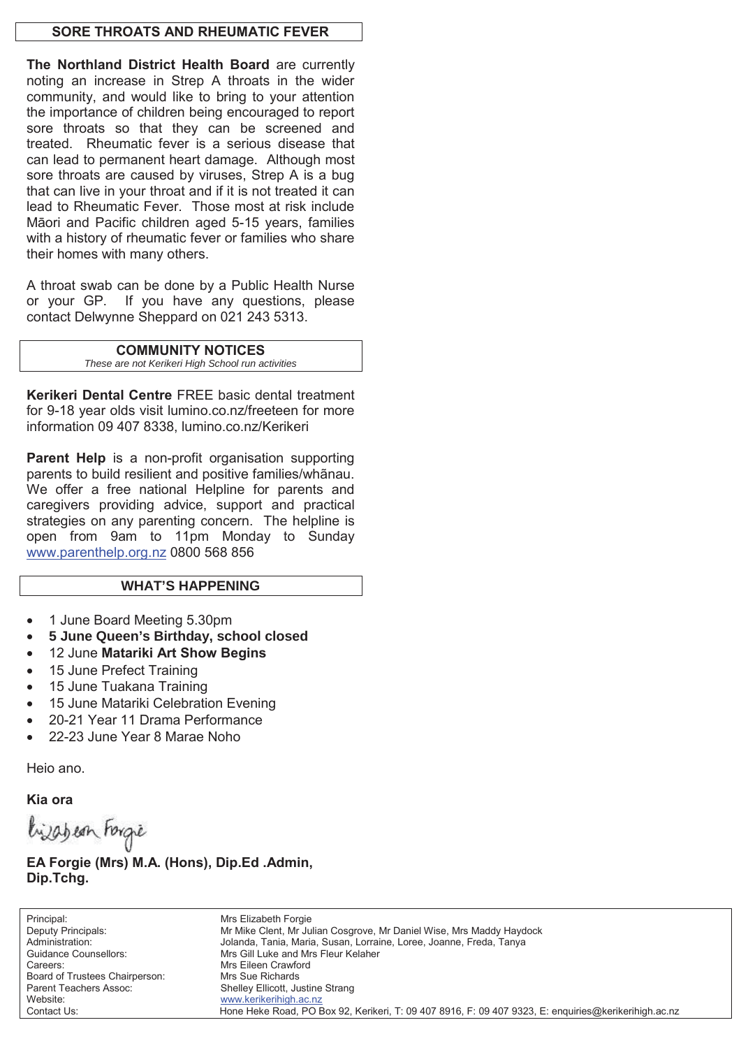## SORE THROATS AND RHEUMATIC FEVER

**The Northland District Health Board** are currently noting an increase in Strep A throats in the wider community, and would like to bring to your attention the importance of children being encouraged to report sore throats so that they can be screened and treated. Rheumatic fever is a serious disease that can lead to permanent heart damage. Although most sore throats are caused by viruses, Strep A is a bug that can live in your throat and if it is not treated it can lead to Rheumatic Fever. Those most at risk include Māori and Pacific children aged 5-15 years, families with a history of rheumatic fever or families who share their homes with many others.

A throat swab can be done by a Public Health Nurse or your GP. If you have any questions, please contact Delwynne Sheppard on 021 243 5313.

## COMMUNITY NOTICES

*These are not Kerikeri High School run activities*

**Kerikeri Dental Centre** FREE basic dental treatment for 9-18 year olds visit lumino.co.nz/freeteen for more information 09 407 8338, lumino.co.nz/Kerikeri

**Parent Help** is a non-profit organisation supporting parents to build resilient and positive families/whãnau. We offer a free national Helpline for parents and caregivers providing advice, support and practical strategies on any parenting concern. The helpline is open from 9am to 11pm Monday to Sunday www.parenthelp.org.nz 0800 568 856

## WHAT'S HAPPENING

- 1 June Board Meeting 5.30pm
- **5 June Queen's Birthday, school closed**
- 12 June **Matariki Art Show Begins**
- 15 June Prefect Training
- 15 June Tuakana Training
- 15 June Matariki Celebration Evening
- 20-21 Year 11 Drama Performance
- 22-23 June Year 8 Marae Noho

Heio ano.

**Kia ora**

Elizabeth Forgie

**EA Forgie (Mrs) M.A. (Hons), Dip.Ed .Admin, Dip.Tchg.**

| | |
|---|---|
| Principal: | Mrs Elizabeth Forgie |
| Deputy Principals: | Mr Mike Clent, Mr Julian Cosgrove, Mr Daniel Wise, Mrs Maddy Haydock |
| Administration: | Jolanda, Tania, Maria, Susan, Lorraine, Loree, Joanne, Freda, Tanya |
| Guidance Counsellors: | Mrs Gill Luke and Mrs Fleur Kelaher |
| Careers: | Mrs Eileen Crawford |
| Board of Trustees Chairperson: | Mrs Sue Richards |
| Parent Teachers Assoc: | Shelley Ellicott, Justine Strang |
| Website: | www.kerikerihigh.ac.nz |
| Contact Us: | Hone Heke Road, PO Box 92, Kerikeri, T: 09 407 8916, F: 09 407 9323, E: enquiries@kerikerihigh.ac.nz |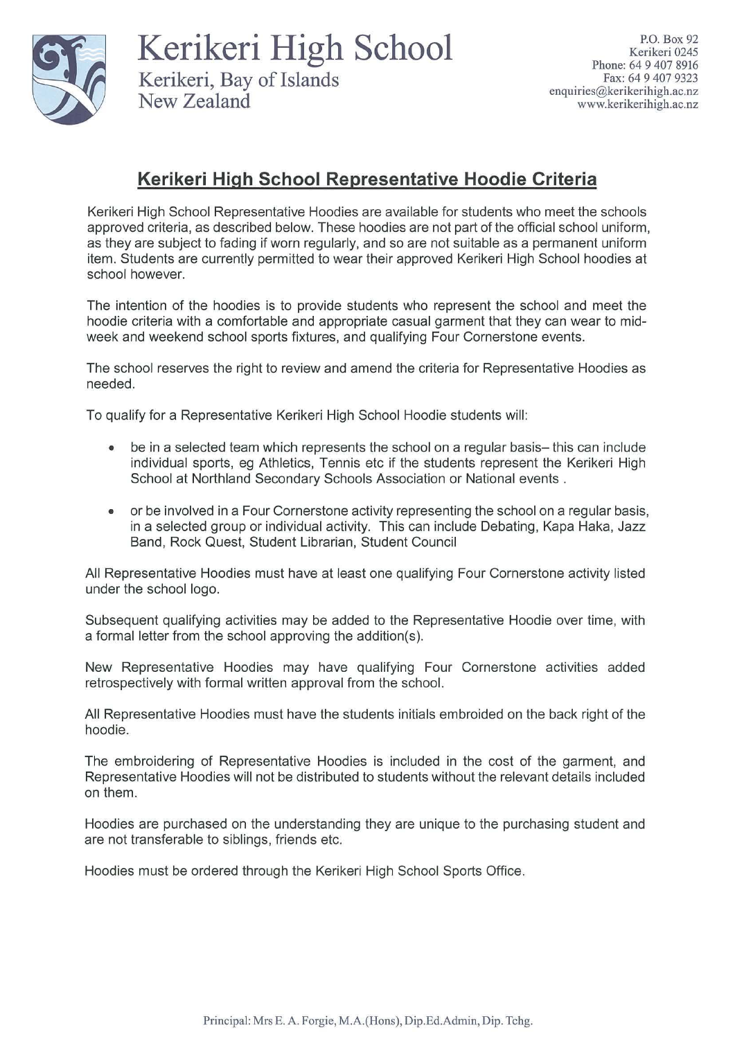# Kerikeri High School

Kerikeri, Bay of Islands
New Zealand

P.O. Box 92
Kerikeri 0245
Phone: 64 9 407 8916
Fax: 64 9 407 9323
enquiries@kerikerihigh.ac.nz
www.kerikerihigh.ac.nz

## Kerikeri High School Representative Hoodie Criteria

Kerikeri High School Representative Hoodies are available for students who meet the schools approved criteria, as described below. These hoodies are not part of the official school uniform, as they are subject to fading if worn regularly, and so are not suitable as a permanent uniform item. Students are currently permitted to wear their approved Kerikeri High School hoodies at school however.

The intention of the hoodies is to provide students who represent the school and meet the hoodie criteria with a comfortable and appropriate casual garment that they can wear to mid-week and weekend school sports fixtures, and qualifying Four Cornerstone events.

The school reserves the right to review and amend the criteria for Representative Hoodies as needed.

To qualify for a Representative Kerikeri High School Hoodie students will:

- be in a selected team which represents the school on a regular basis– this can include individual sports, eg Athletics, Tennis etc if the students represent the Kerikeri High School at Northland Secondary Schools Association or National events .
- or be involved in a Four Cornerstone activity representing the school on a regular basis, in a selected group or individual activity. This can include Debating, Kapa Haka, Jazz Band, Rock Quest, Student Librarian, Student Council

All Representative Hoodies must have at least one qualifying Four Cornerstone activity listed under the school logo.

Subsequent qualifying activities may be added to the Representative Hoodie over time, with a formal letter from the school approving the addition(s).

New Representative Hoodies may have qualifying Four Cornerstone activities added retrospectively with formal written approval from the school.

All Representative Hoodies must have the students initials embroided on the back right of the hoodie.

The embroidering of Representative Hoodies is included in the cost of the garment, and Representative Hoodies will not be distributed to students without the relevant details included on them.

Hoodies are purchased on the understanding they are unique to the purchasing student and are not transferable to siblings, friends etc.

Hoodies must be ordered through the Kerikeri High School Sports Office.

Principal: Mrs E. A. Forgie, M.A.(Hons), Dip.Ed.Admin, Dip. Tchg.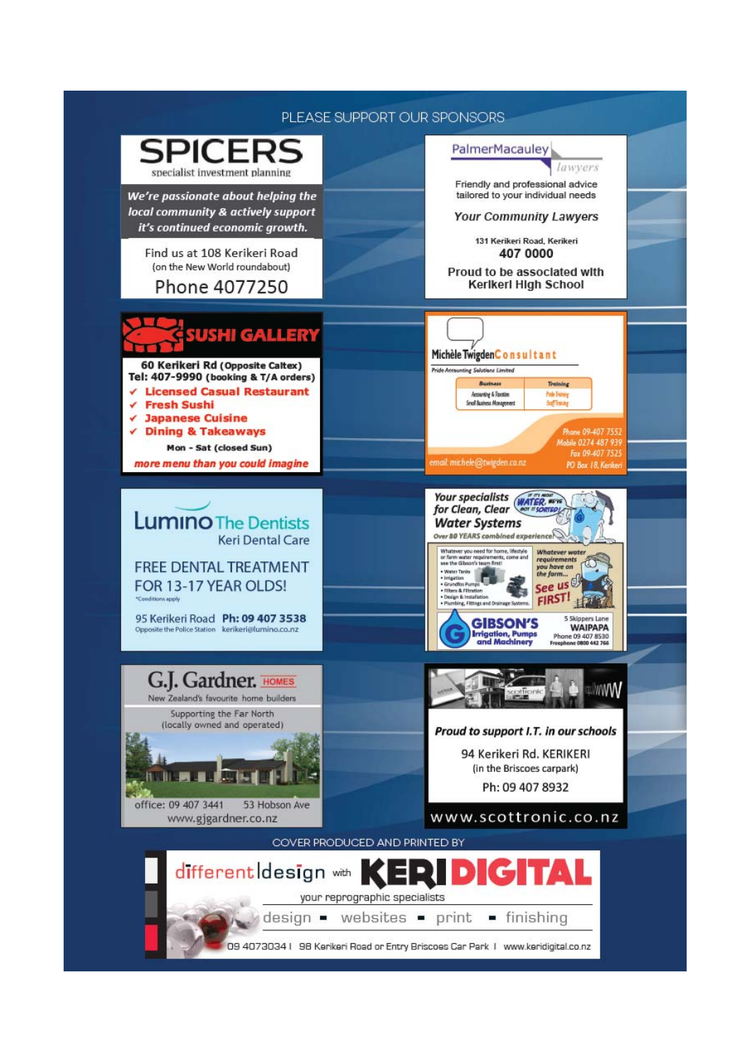PLEASE SUPPORT OUR SPONSORS

## SPICERS

specialist investment planning

*We're passionate about helping the local community & actively support it's continued economic growth.*

Find us at 108 Kerikeri Road
(on the New World roundabout)

Phone 4077250

## PalmerMacauley

lawyers

Friendly and professional advice tailored to your individual needs

*Your Community Lawyers*

131 Kerikeri Road, Kerikeri

**407 0000**

Proud to be associated with Kerikeri High School

## SUSHI GALLERY

**60 Kerikeri Rd (Opposite Caltex)**
**Tel: 407-9990 (booking & T/A orders)**

- ✓ Licensed Casual Restaurant
- ✓ Fresh Sushi
- ✓ Japanese Cuisine
- ✓ Dining & Takeaways

Mon - Sat (closed Sun)

*more menu than you could imagine*

## Michèle Twigden Consultant

Pride Accounting Solutions Limited

| Business | Training |
|---|---|
| Accounting & Taxation | Pride Training |
| Small Business Management | Staff Training |

Phone 09-407 7552
Mobile 0274 487 939
Fax 09-407 7525
PO Box 18, Kerikeri

email: michele@twigden.co.nz

## Lumino The Dentists

Keri Dental Care

FREE DENTAL TREATMENT FOR 13-17 YEAR OLDS!

*Conditions apply

95 Kerikeri Road
Opposite the Police Station

Ph: 09 407 3538
kerikeri@lumino.co.nz

## Your specialists for Clean, Clear Water Systems

IF IT'S ABOUT WATER, WE'VE GOT IT SORTED!

Over 80 YEARS combined experience!

Whatever you need for home, lifestyle or farm water requirements, come and see the Gibson's team first!

- Water Tanks
- Irrigation
- Grundfos Pumps
- Filters & Filtration
- Design & Installation
- Plumbing, Fittings and Drainage Systems

Whatever water requirements you have on the farm... See us FIRST!

GIBSON'S Irrigation, Pumps and Machinery

5 Skippers Lane
WAIPAPA
Phone 09 407 8530
Freephone 0800 442 766

## G.J. Gardner. HOMES

New Zealand's favourite home builders

Supporting the Far North
(locally owned and operated)

office: 09 407 3441    53 Hobson Ave
www.gjgardner.co.nz

## scottronic

*Proud to support I.T. in our schools*

94 Kerikeri Rd. KERIKERI
(in the Briscoes carpark)

Ph: 09 407 8932

www.scottronic.co.nz

COVER PRODUCED AND PRINTED BY

## differentldesign with KERIDIGITAL

your reprographic specialists

design ▪ websites ▪ print ▪ finishing

09 4073034 I 98 Kerikeri Road or Entry Briscoes Car Park I www.keridigital.co.nz